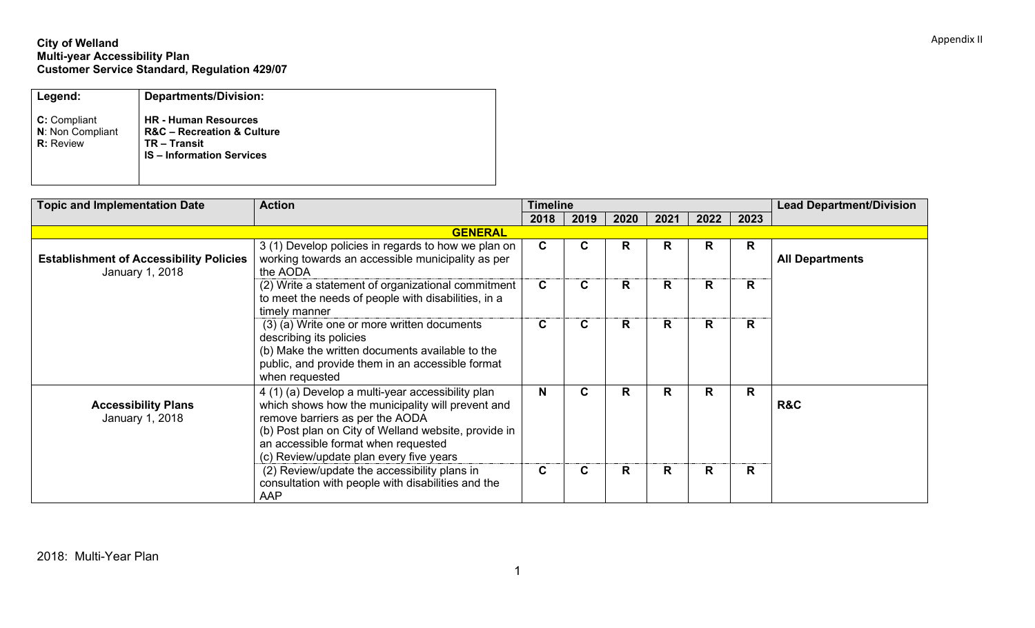Appendix II

**City of Welland**
**Multi-year Accessibility Plan**
**Customer Service Standard, Regulation 429/07**

| Legend: | Departments/Division: |
|---|---|
| **C:** Compliant<br>**N**: Non Compliant<br>**R:** Review | **HR - Human Resources**<br>**R&C – Recreation & Culture**<br>**TR – Transit**<br>**IS – Information Services** |

| Topic and Implementation Date | Action | Timeline | | | | | | Lead Department/Division |
|---|---|---|---|---|---|---|---|---|
| | | 2018 | 2019 | 2020 | 2021 | 2022 | 2023 | |
| **GENERAL** | | | | | | | | |
| **Establishment of Accessibility Policies** January 1, 2018 | 3 (1) Develop policies in regards to how we plan on working towards an accessible municipality as per the AODA | C | C | R | R | R | R | **All Departments** |
| | (2) Write a statement of organizational commitment to meet the needs of people with disabilities, in a timely manner | C | C | R | R | R | R | |
| | (3) (a) Write one or more written documents describing its policies<br>(b) Make the written documents available to the public, and provide them in an accessible format when requested | C | C | R | R | R | R | |
| **Accessibility Plans** January 1, 2018 | 4 (1) (a) Develop a multi-year accessibility plan which shows how the municipality will prevent and remove barriers as per the AODA<br>(b) Post plan on City of Welland website, provide in an accessible format when requested<br>(c) Review/update plan every five years | N | C | R | R | R | R | **R&C** |
| | (2) Review/update the accessibility plans in consultation with people with disabilities and the AAP | C | C | R | R | R | R | |

2018: Multi-Year Plan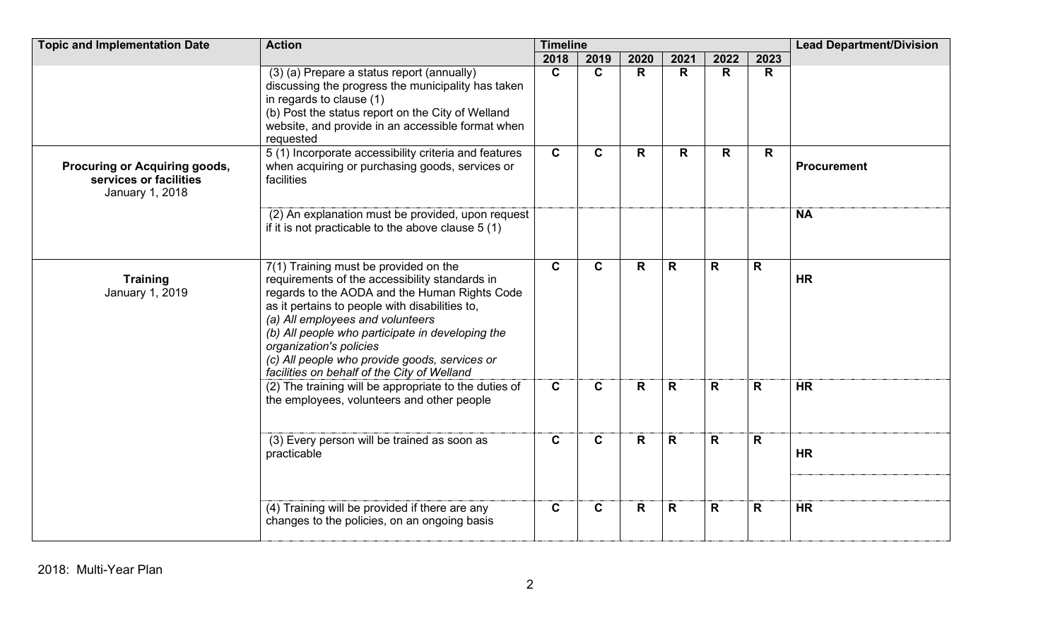| Topic and Implementation Date | Action | Timeline | | | | | | Lead Department/Division |
|---|---|---|---|---|---|---|---|---|
| | | 2018 | 2019 | 2020 | 2021 | 2022 | 2023 | |
| | (3) (a) Prepare a status report (annually) discussing the progress the municipality has taken in regards to clause (1)<br>(b) Post the status report on the City of Welland website, and provide in an accessible format when requested | C | C | R | R | R | R | |
| **Procuring or Acquiring goods, services or facilities**<br>January 1, 2018 | 5 (1) Incorporate accessibility criteria and features when acquiring or purchasing goods, services or facilities | C | C | R | R | R | R | **Procurement** |
| | (2) An explanation must be provided, upon request if it is not practicable to the above clause 5 (1) | | | | | | | **NA** |
| **Training**<br>January 1, 2019 | 7(1) Training must be provided on the requirements of the accessibility standards in regards to the AODA and the Human Rights Code as it pertains to people with disabilities to,<br>*(a) All employees and volunteers*<br>*(b) All people who participate in developing the organization's policies*<br>*(c) All people who provide goods, services or facilities on behalf of the City of Welland* | C | C | R | R | R | R | **HR** |
| | (2) The training will be appropriate to the duties of the employees, volunteers and other people | C | C | R | R | R | R | **HR** |
| | (3) Every person will be trained as soon as practicable | C | C | R | R | R | R | **HR** |
| | (4) Training will be provided if there are any changes to the policies, on an ongoing basis | C | C | R | R | R | R | **HR** |

2018: Multi-Year Plan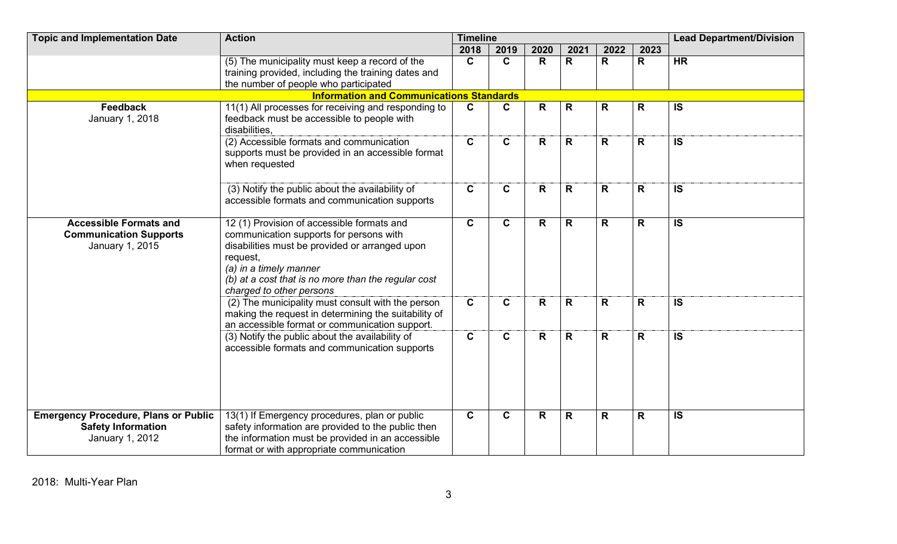| Topic and Implementation Date | Action | Timeline | | | | | | Lead Department/Division |
|---|---|---|---|---|---|---|---|---|
| | | 2018 | 2019 | 2020 | 2021 | 2022 | 2023 | |
| | (5) The municipality must keep a record of the training provided, including the training dates and the number of people who participated | C | C | R | R | R | R | HR |
| **Information and Communications Standards** | | | | | | | | |
| **Feedback** January 1, 2018 | 11(1) All processes for receiving and responding to feedback must be accessible to people with disabilities, | C | C | R | R | R | R | IS |
| | (2) Accessible formats and communication supports must be provided in an accessible format when requested | C | C | R | R | R | R | IS |
| | (3) Notify the public about the availability of accessible formats and communication supports | C | C | R | R | R | R | IS |
| **Accessible Formats and Communication Supports** January 1, 2015 | 12 (1) Provision of accessible formats and communication supports for persons with disabilities must be provided or arranged upon request, *(a) in a timely manner* *(b) at a cost that is no more than the regular cost charged to other persons* | C | C | R | R | R | R | IS |
| | (2) The municipality must consult with the person making the request in determining the suitability of an accessible format or communication support. | C | C | R | R | R | R | IS |
| | (3) Notify the public about the availability of accessible formats and communication supports | C | C | R | R | R | R | IS |
| **Emergency Procedure, Plans or Public Safety Information** January 1, 2012 | 13(1) If Emergency procedures, plan or public safety information are provided to the public then the information must be provided in an accessible format or with appropriate communication | C | C | R | R | R | R | IS |

2018: Multi-Year Plan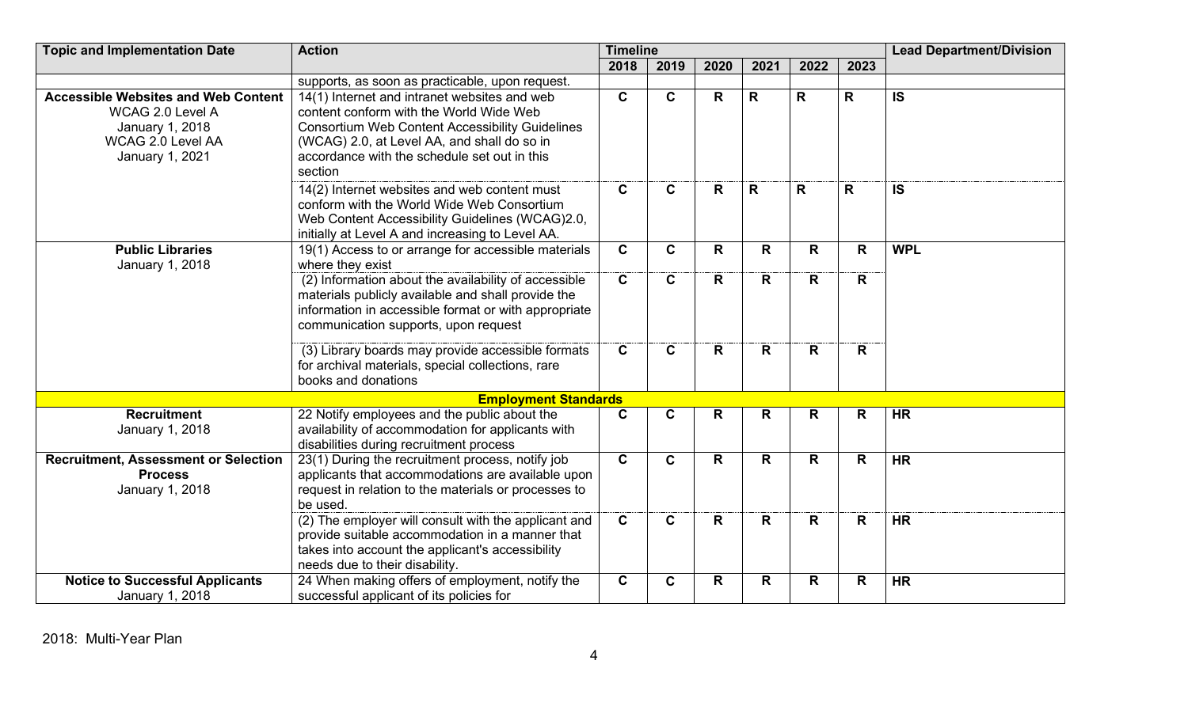| Topic and Implementation Date | Action | Timeline | | | | | | Lead Department/Division |
|---|---|---|---|---|---|---|---|---|
| | | 2018 | 2019 | 2020 | 2021 | 2022 | 2023 | |
| | supports, as soon as practicable, upon request. | | | | | | | |
| **Accessible Websites and Web Content** WCAG 2.0 Level A January 1, 2018 WCAG 2.0 Level AA January 1, 2021 | 14(1) Internet and intranet websites and web content conform with the World Wide Web Consortium Web Content Accessibility Guidelines (WCAG) 2.0, at Level AA, and shall do so in accordance with the schedule set out in this section | **C** | **C** | **R** | **R** | **R** | **R** | **IS** |
| | 14(2) Internet websites and web content must conform with the World Wide Web Consortium Web Content Accessibility Guidelines (WCAG)2.0, initially at Level A and increasing to Level AA. | **C** | **C** | **R** | **R** | **R** | **R** | **IS** |
| **Public Libraries** January 1, 2018 | 19(1) Access to or arrange for accessible materials where they exist | **C** | **C** | **R** | **R** | **R** | **R** | **WPL** |
| | (2) Information about the availability of accessible materials publicly available and shall provide the information in accessible format or with appropriate communication supports, upon request | **C** | **C** | **R** | **R** | **R** | **R** | |
| | (3) Library boards may provide accessible formats for archival materials, special collections, rare books and donations | **C** | **C** | **R** | **R** | **R** | **R** | |
| **Employment Standards** | | | | | | | | |
| **Recruitment** January 1, 2018 | 22 Notify employees and the public about the availability of accommodation for applicants with disabilities during recruitment process | **C** | **C** | **R** | **R** | **R** | **R** | **HR** |
| **Recruitment, Assessment or Selection Process** January 1, 2018 | 23(1) During the recruitment process, notify job applicants that accommodations are available upon request in relation to the materials or processes to be used. | **C** | **C** | **R** | **R** | **R** | **R** | **HR** |
| | (2) The employer will consult with the applicant and provide suitable accommodation in a manner that takes into account the applicant's accessibility needs due to their disability. | **C** | **C** | **R** | **R** | **R** | **R** | **HR** |
| **Notice to Successful Applicants** January 1, 2018 | 24 When making offers of employment, notify the successful applicant of its policies for | **C** | **C** | **R** | **R** | **R** | **R** | **HR** |

2018: Multi-Year Plan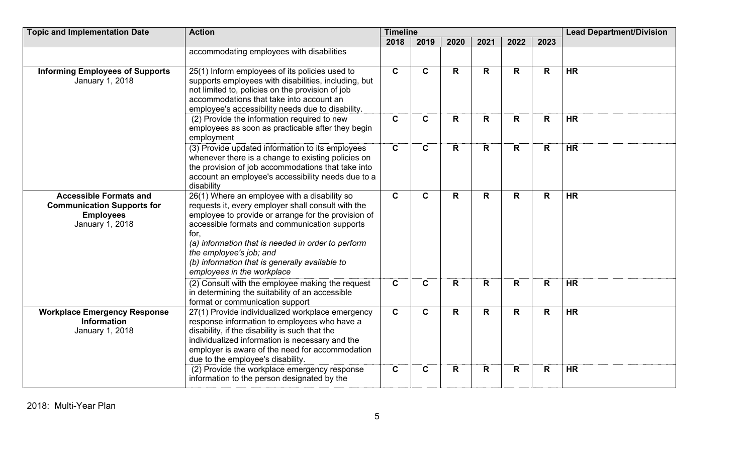| Topic and Implementation Date | Action | Timeline | | | | | | Lead Department/Division |
|---|---|---|---|---|---|---|---|---|
| | | 2018 | 2019 | 2020 | 2021 | 2022 | 2023 | |
| | accommodating employees with disabilities | | | | | | | |
| **Informing Employees of Supports** January 1, 2018 | 25(1) Inform employees of its policies used to supports employees with disabilities, including, but not limited to, policies on the provision of job accommodations that take into account an employee's accessibility needs due to disability. | **C** | **C** | **R** | **R** | **R** | **R** | **HR** |
| | (2) Provide the information required to new employees as soon as practicable after they begin employment | **C** | **C** | **R** | **R** | **R** | **R** | **HR** |
| | (3) Provide updated information to its employees whenever there is a change to existing policies on the provision of job accommodations that take into account an employee's accessibility needs due to a disability | **C** | **C** | **R** | **R** | **R** | **R** | **HR** |
| **Accessible Formats and Communication Supports for Employees** January 1, 2018 | 26(1) Where an employee with a disability so requests it, every employer shall consult with the employee to provide or arrange for the provision of accessible formats and communication supports for, *(a) information that is needed in order to perform the employee's job; and* *(b) information that is generally available to employees in the workplace* | **C** | **C** | **R** | **R** | **R** | **R** | **HR** |
| | (2) Consult with the employee making the request in determining the suitability of an accessible format or communication support | **C** | **C** | **R** | **R** | **R** | **R** | **HR** |
| **Workplace Emergency Response Information** January 1, 2018 | 27(1) Provide individualized workplace emergency response information to employees who have a disability, if the disability is such that the individualized information is necessary and the employer is aware of the need for accommodation due to the employee's disability. | **C** | **C** | **R** | **R** | **R** | **R** | **HR** |
| | (2) Provide the workplace emergency response information to the person designated by the | **C** | **C** | **R** | **R** | **R** | **R** | **HR** |

2018: Multi-Year Plan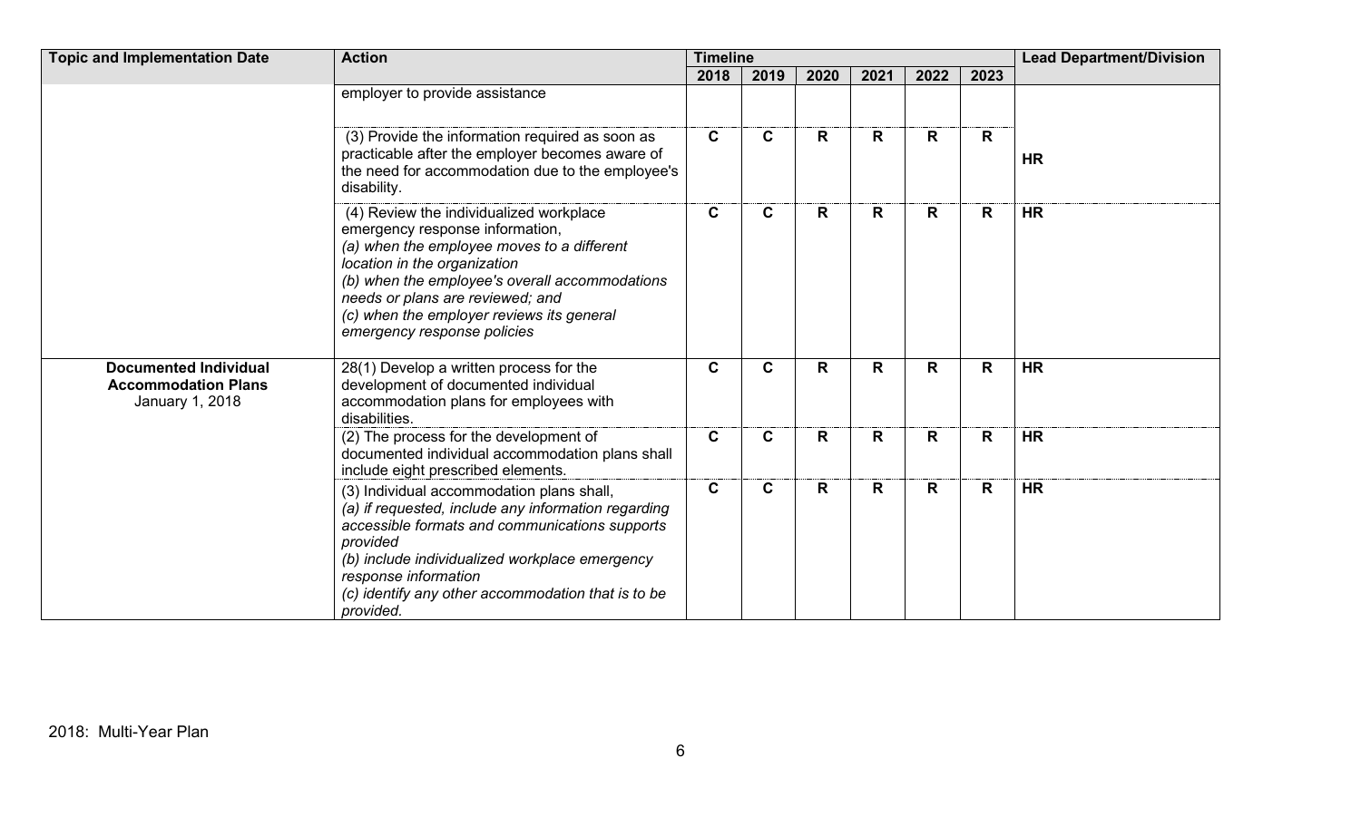| Topic and Implementation Date | Action | Timeline | | | | | | Lead Department/Division |
|---|---|---|---|---|---|---|---|---|
| | | 2018 | 2019 | 2020 | 2021 | 2022 | 2023 | |
| | employer to provide assistance | | | | | | | |
| | (3) Provide the information required as soon as practicable after the employer becomes aware of the need for accommodation due to the employee's disability. | **C** | **C** | **R** | **R** | **R** | **R** | **HR** |
| | (4) Review the individualized workplace emergency response information,<br>*(a) when the employee moves to a different location in the organization*<br>*(b) when the employee's overall accommodations needs or plans are reviewed; and*<br>*(c) when the employer reviews its general emergency response policies* | **C** | **C** | **R** | **R** | **R** | **R** | **HR** |
| **Documented Individual Accommodation Plans**<br>January 1, 2018 | 28(1) Develop a written process for the development of documented individual accommodation plans for employees with disabilities. | **C** | **C** | **R** | **R** | **R** | **R** | **HR** |
| | (2) The process for the development of documented individual accommodation plans shall include eight prescribed elements. | **C** | **C** | **R** | **R** | **R** | **R** | **HR** |
| | (3) Individual accommodation plans shall,<br>*(a) if requested, include any information regarding accessible formats and communications supports provided*<br>*(b) include individualized workplace emergency response information*<br>*(c) identify any other accommodation that is to be provided.* | **C** | **C** | **R** | **R** | **R** | **R** | **HR** |

2018: Multi-Year Plan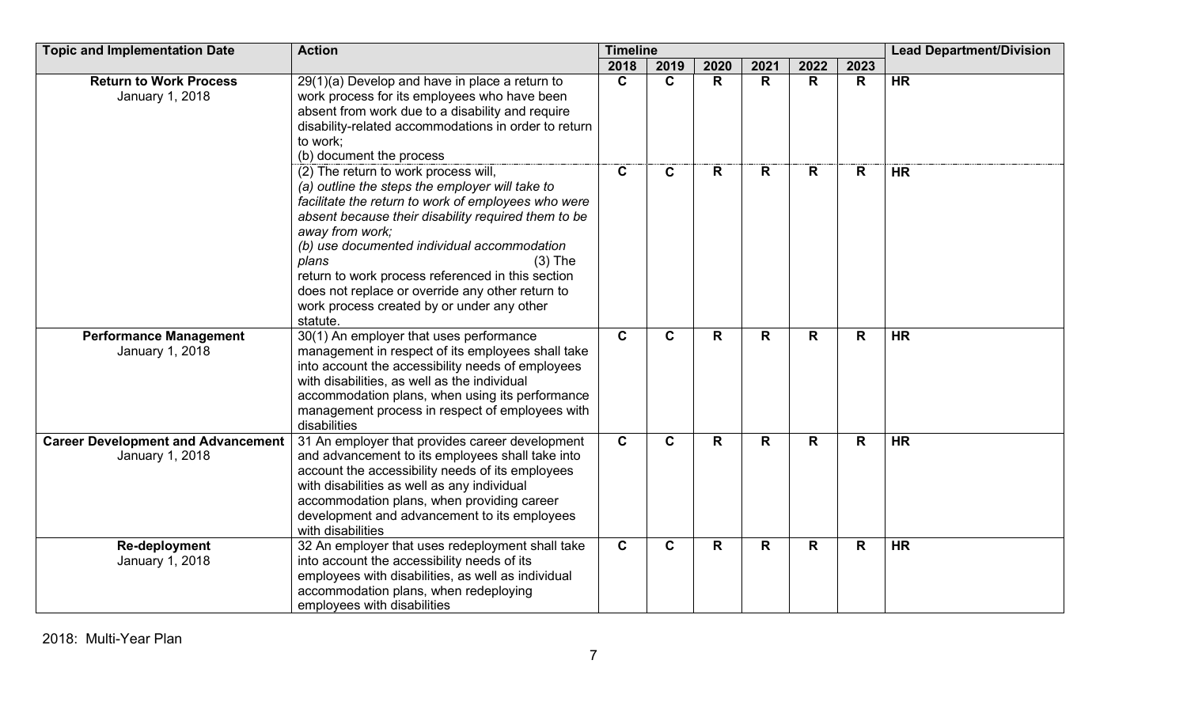| Topic and Implementation Date | Action | Timeline | | | | | | Lead Department/Division |
|---|---|---|---|---|---|---|---|---|
| | | 2018 | 2019 | 2020 | 2021 | 2022 | 2023 | |
| **Return to Work Process** January 1, 2018 | 29(1)(a) Develop and have in place a return to work process for its employees who have been absent from work due to a disability and require disability-related accommodations in order to return to work; (b) document the process | **C** | **C** | **R** | **R** | **R** | **R** | **HR** |
| | (2) The return to work process will, *(a) outline the steps the employer will take to facilitate the return to work of employees who were absent because their disability required them to be away from work; (b) use documented individual accommodation plans* (3) The return to work process referenced in this section does not replace or override any other return to work process created by or under any other statute. | **C** | **C** | **R** | **R** | **R** | **R** | **HR** |
| **Performance Management** January 1, 2018 | 30(1) An employer that uses performance management in respect of its employees shall take into account the accessibility needs of employees with disabilities, as well as the individual accommodation plans, when using its performance management process in respect of employees with disabilities | **C** | **C** | **R** | **R** | **R** | **R** | **HR** |
| **Career Development and Advancement** January 1, 2018 | 31 An employer that provides career development and advancement to its employees shall take into account the accessibility needs of its employees with disabilities as well as any individual accommodation plans, when providing career development and advancement to its employees with disabilities | **C** | **C** | **R** | **R** | **R** | **R** | **HR** |
| **Re-deployment** January 1, 2018 | 32 An employer that uses redeployment shall take into account the accessibility needs of its employees with disabilities, as well as individual accommodation plans, when redeploying employees with disabilities | **C** | **C** | **R** | **R** | **R** | **R** | **HR** |

2018: Multi-Year Plan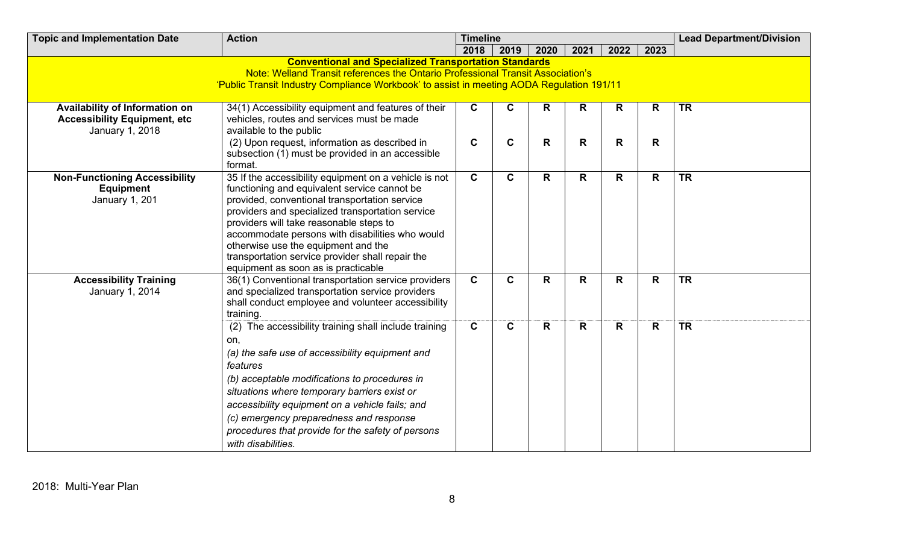| Topic and Implementation Date | Action | Timeline | | | | | | Lead Department/Division |
|---|---|---|---|---|---|---|---|---|
| | | 2018 | 2019 | 2020 | 2021 | 2022 | 2023 | |
| **Conventional and Specialized Transportation Standards**<br>Note: Welland Transit references the Ontario Professional Transit Association's 'Public Transit Industry Compliance Workbook' to assist in meeting AODA Regulation 191/11 | | | | | | | | |
| **Availability of Information on Accessibility Equipment, etc**<br>January 1, 2018 | 34(1) Accessibility equipment and features of their vehicles, routes and services must be made available to the public | **C** | **C** | **R** | **R** | **R** | **R** | **TR** |
| | (2) Upon request, information as described in subsection (1) must be provided in an accessible format. | **C** | **C** | **R** | **R** | **R** | **R** | |
| **Non-Functioning Accessibility Equipment**<br>January 1, 201 | 35 If the accessibility equipment on a vehicle is not functioning and equivalent service cannot be provided, conventional transportation service providers and specialized transportation service providers will take reasonable steps to accommodate persons with disabilities who would otherwise use the equipment and the transportation service provider shall repair the equipment as soon as is practicable | **C** | **C** | **R** | **R** | **R** | **R** | **TR** |
| **Accessibility Training**<br>January 1, 2014 | 36(1) Conventional transportation service providers and specialized transportation service providers shall conduct employee and volunteer accessibility training. | **C** | **C** | **R** | **R** | **R** | **R** | **TR** |
| | (2) The accessibility training shall include training on,<br>*(a) the safe use of accessibility equipment and features*<br>*(b) acceptable modifications to procedures in situations where temporary barriers exist or accessibility equipment on a vehicle fails; and*<br>*(c) emergency preparedness and response procedures that provide for the safety of persons with disabilities.* | **C** | **C** | **R** | **R** | **R** | **R** | **TR** |

2018: Multi-Year Plan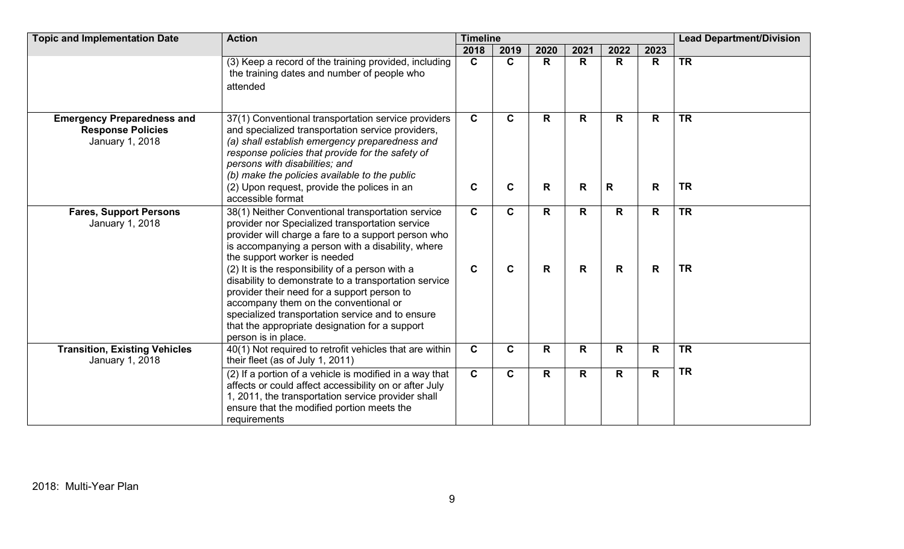| Topic and Implementation Date | Action | Timeline | | | | | | Lead Department/Division |
|---|---|---|---|---|---|---|---|---|
| | | 2018 | 2019 | 2020 | 2021 | 2022 | 2023 | |
| | (3) Keep a record of the training provided, including the training dates and number of people who attended | C | C | R | R | R | R | TR |
| **Emergency Preparedness and Response Policies** January 1, 2018 | 37(1) Conventional transportation service providers and specialized transportation service providers, *(a) shall establish emergency preparedness and response policies that provide for the safety of persons with disabilities; and* *(b) make the policies available to the public* | C | C | R | R | R | R | TR |
| | (2) Upon request, provide the polices in an accessible format | C | C | R | R | R | R | TR |
| **Fares, Support Persons** January 1, 2018 | 38(1) Neither Conventional transportation service provider nor Specialized transportation service provider will charge a fare to a support person who is accompanying a person with a disability, where the support worker is needed | C | C | R | R | R | R | TR |
| | (2) It is the responsibility of a person with a disability to demonstrate to a transportation service provider their need for a support person to accompany them on the conventional or specialized transportation service and to ensure that the appropriate designation for a support person is in place. | C | C | R | R | R | R | TR |
| **Transition, Existing Vehicles** January 1, 2018 | 40(1) Not required to retrofit vehicles that are within their fleet (as of July 1, 2011) | C | C | R | R | R | R | TR |
| | (2) If a portion of a vehicle is modified in a way that affects or could affect accessibility on or after July 1, 2011, the transportation service provider shall ensure that the modified portion meets the requirements | C | C | R | R | R | R | TR |

2018: Multi-Year Plan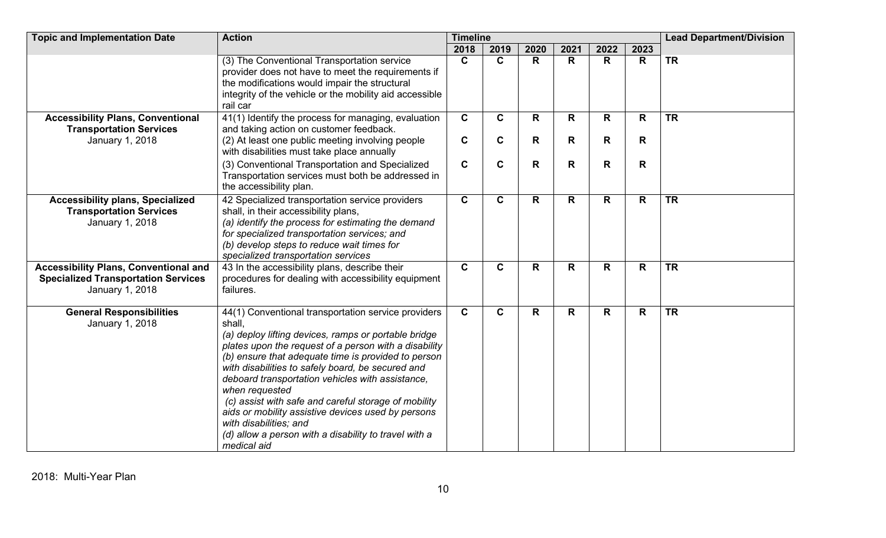| Topic and Implementation Date | Action | Timeline | | | | | | Lead Department/Division |
|---|---|---|---|---|---|---|---|---|
| | | 2018 | 2019 | 2020 | 2021 | 2022 | 2023 | |
| | (3) The Conventional Transportation service provider does not have to meet the requirements if the modifications would impair the structural integrity of the vehicle or the mobility aid accessible rail car | **C** | **C** | **R** | **R** | **R** | **R** | **TR** |
| **Accessibility Plans, Conventional Transportation Services** January 1, 2018 | 41(1) Identify the process for managing, evaluation and taking action on customer feedback. | **C** | **C** | **R** | **R** | **R** | **R** | **TR** |
| | (2) At least one public meeting involving people with disabilities must take place annually | **C** | **C** | **R** | **R** | **R** | **R** | |
| | (3) Conventional Transportation and Specialized Transportation services must both be addressed in the accessibility plan. | **C** | **C** | **R** | **R** | **R** | **R** | |
| **Accessibility plans, Specialized Transportation Services** January 1, 2018 | 42 Specialized transportation service providers shall, in their accessibility plans, *(a) identify the process for estimating the demand for specialized transportation services; and* *(b) develop steps to reduce wait times for specialized transportation services* | **C** | **C** | **R** | **R** | **R** | **R** | **TR** |
| **Accessibility Plans, Conventional and Specialized Transportation Services** January 1, 2018 | 43 In the accessibility plans, describe their procedures for dealing with accessibility equipment failures. | **C** | **C** | **R** | **R** | **R** | **R** | **TR** |
| **General Responsibilities** January 1, 2018 | 44(1) Conventional transportation service providers shall, *(a) deploy lifting devices, ramps or portable bridge plates upon the request of a person with a disability* *(b) ensure that adequate time is provided to person with disabilities to safely board, be secured and deboard transportation vehicles with assistance, when requested* *(c) assist with safe and careful storage of mobility aids or mobility assistive devices used by persons with disabilities; and* *(d) allow a person with a disability to travel with a medical aid* | **C** | **C** | **R** | **R** | **R** | **R** | **TR** |

2018: Multi-Year Plan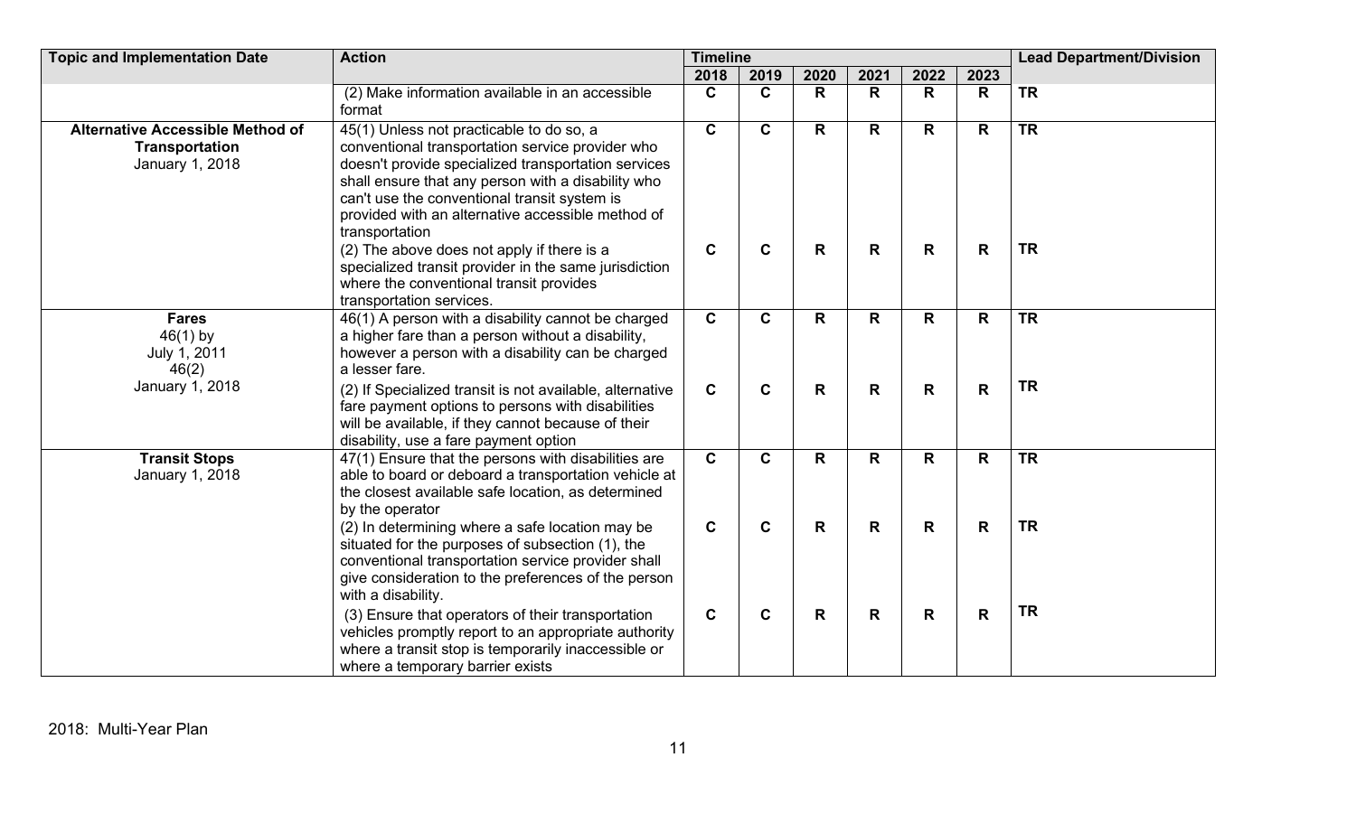| Topic and Implementation Date | Action | Timeline | | | | | | Lead Department/Division |
|---|---|---|---|---|---|---|---|---|
| | | 2018 | 2019 | 2020 | 2021 | 2022 | 2023 | |
| | (2) Make information available in an accessible format | C | C | R | R | R | R | TR |
| **Alternative Accessible Method of Transportation** January 1, 2018 | 45(1) Unless not practicable to do so, a conventional transportation service provider who doesn't provide specialized transportation services shall ensure that any person with a disability who can't use the conventional transit system is provided with an alternative accessible method of transportation | C | C | R | R | R | R | TR |
| | (2) The above does not apply if there is a specialized transit provider in the same jurisdiction where the conventional transit provides transportation services. | C | C | R | R | R | R | TR |
| **Fares** 46(1) by July 1, 2011 46(2) January 1, 2018 | 46(1) A person with a disability cannot be charged a higher fare than a person without a disability, however a person with a disability can be charged a lesser fare. | C | C | R | R | R | R | TR |
| | (2) If Specialized transit is not available, alternative fare payment options to persons with disabilities will be available, if they cannot because of their disability, use a fare payment option | C | C | R | R | R | R | TR |
| **Transit Stops** January 1, 2018 | 47(1) Ensure that the persons with disabilities are able to board or deboard a transportation vehicle at the closest available safe location, as determined by the operator | C | C | R | R | R | R | TR |
| | (2) In determining where a safe location may be situated for the purposes of subsection (1), the conventional transportation service provider shall give consideration to the preferences of the person with a disability. | C | C | R | R | R | R | TR |
| | (3) Ensure that operators of their transportation vehicles promptly report to an appropriate authority where a transit stop is temporarily inaccessible or where a temporary barrier exists | C | C | R | R | R | R | TR |

2018: Multi-Year Plan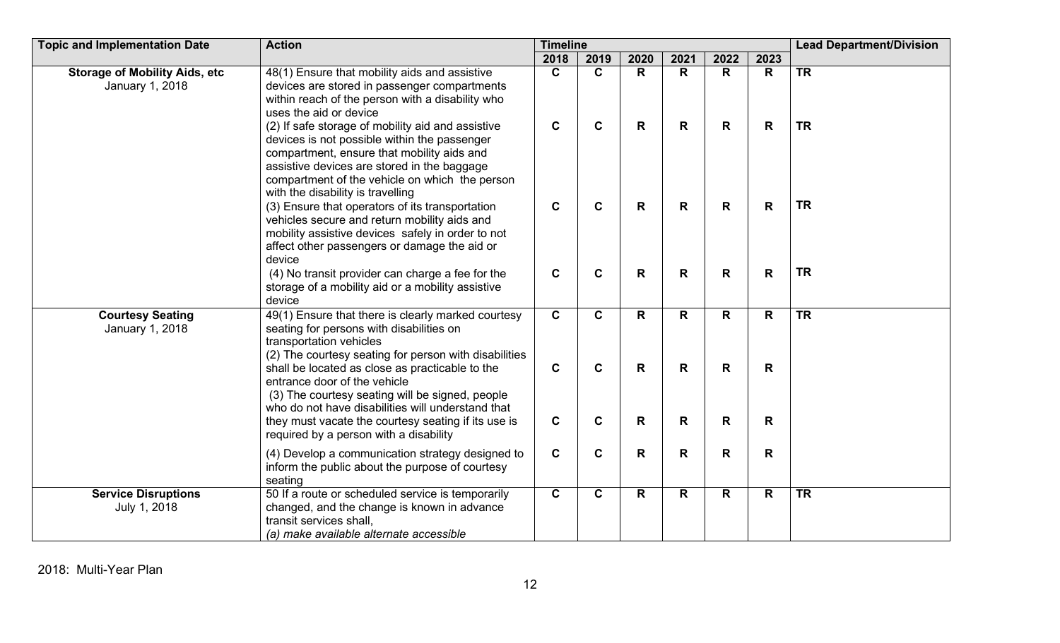| Topic and Implementation Date | Action | Timeline | | | | | | Lead Department/Division |
|---|---|---|---|---|---|---|---|---|
| | | 2018 | 2019 | 2020 | 2021 | 2022 | 2023 | |
| **Storage of Mobility Aids, etc** January 1, 2018 | 48(1) Ensure that mobility aids and assistive devices are stored in passenger compartments within reach of the person with a disability who uses the aid or device | **C** | **C** | **R** | **R** | **R** | **R** | **TR** |
| | (2) If safe storage of mobility aid and assistive devices is not possible within the passenger compartment, ensure that mobility aids and assistive devices are stored in the baggage compartment of the vehicle on which the person with the disability is travelling | **C** | **C** | **R** | **R** | **R** | **R** | **TR** |
| | (3) Ensure that operators of its transportation vehicles secure and return mobility aids and mobility assistive devices safely in order to not affect other passengers or damage the aid or device | **C** | **C** | **R** | **R** | **R** | **R** | **TR** |
| | (4) No transit provider can charge a fee for the storage of a mobility aid or a mobility assistive device | **C** | **C** | **R** | **R** | **R** | **R** | **TR** |
| **Courtesy Seating** January 1, 2018 | 49(1) Ensure that there is clearly marked courtesy seating for persons with disabilities on transportation vehicles | **C** | **C** | **R** | **R** | **R** | **R** | **TR** |
| | (2) The courtesy seating for person with disabilities shall be located as close as practicable to the entrance door of the vehicle | **C** | **C** | **R** | **R** | **R** | **R** | |
| | (3) The courtesy seating will be signed, people who do not have disabilities will understand that they must vacate the courtesy seating if its use is required by a person with a disability | **C** | **C** | **R** | **R** | **R** | **R** | |
| | (4) Develop a communication strategy designed to inform the public about the purpose of courtesy seating | **C** | **C** | **R** | **R** | **R** | **R** | |
| **Service Disruptions** July 1, 2018 | 50 If a route or scheduled service is temporarily changed, and the change is known in advance transit services shall, *(a) make available alternate accessible* | **C** | **C** | **R** | **R** | **R** | **R** | **TR** |

2018: Multi-Year Plan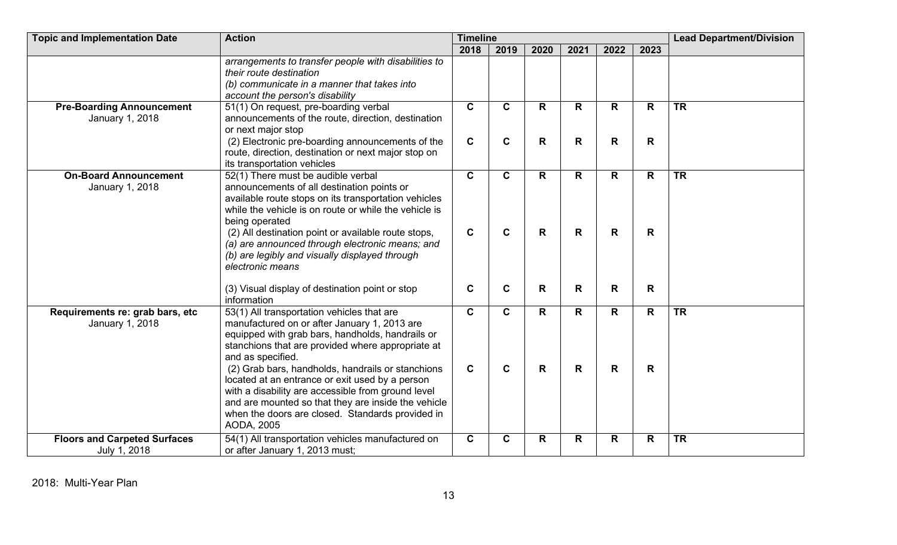| Topic and Implementation Date | Action | Timeline | | | | | | Lead Department/Division |
|---|---|---|---|---|---|---|---|---|
| | | 2018 | 2019 | 2020 | 2021 | 2022 | 2023 | |
| | *arrangements to transfer people with disabilities to their route destination*<br>*(b) communicate in a manner that takes into account the person's disability* | | | | | | | |
| **Pre-Boarding Announcement**<br>January 1, 2018 | 51(1) On request, pre-boarding verbal announcements of the route, direction, destination or next major stop<br>(2) Electronic pre-boarding announcements of the route, direction, destination or next major stop on its transportation vehicles | **C**<br><br>**C** | **C**<br><br>**C** | **R**<br><br>**R** | **R**<br><br>**R** | **R**<br><br>**R** | **R**<br><br>**R** | **TR** |
| **On-Board Announcement**<br>January 1, 2018 | 52(1) There must be audible verbal announcements of all destination points or available route stops on its transportation vehicles while the vehicle is on route or while the vehicle is being operated<br>(2) All destination point or available route stops,<br>*(a) are announced through electronic means; and*<br>*(b) are legibly and visually displayed through electronic means*<br><br>(3) Visual display of destination point or stop information | **C**<br><br>**C**<br><br>**C** | **C**<br><br>**C**<br><br>**C** | **R**<br><br>**R**<br><br>**R** | **R**<br><br>**R**<br><br>**R** | **R**<br><br>**R**<br><br>**R** | **R**<br><br>**R**<br><br>**R** | **TR** |
| **Requirements re: grab bars, etc**<br>January 1, 2018 | 53(1) All transportation vehicles that are manufactured on or after January 1, 2013 are equipped with grab bars, handholds, handrails or stanchions that are provided where appropriate at and as specified.<br>(2) Grab bars, handholds, handrails or stanchions located at an entrance or exit used by a person with a disability are accessible from ground level and are mounted so that they are inside the vehicle when the doors are closed. Standards provided in AODA, 2005 | **C**<br><br>**C** | **C**<br><br>**C** | **R**<br><br>**R** | **R**<br><br>**R** | **R**<br><br>**R** | **R**<br><br>**R** | **TR** |
| **Floors and Carpeted Surfaces**<br>July 1, 2018 | 54(1) All transportation vehicles manufactured on or after January 1, 2013 must; | **C** | **C** | **R** | **R** | **R** | **R** | **TR** |

2018: Multi-Year Plan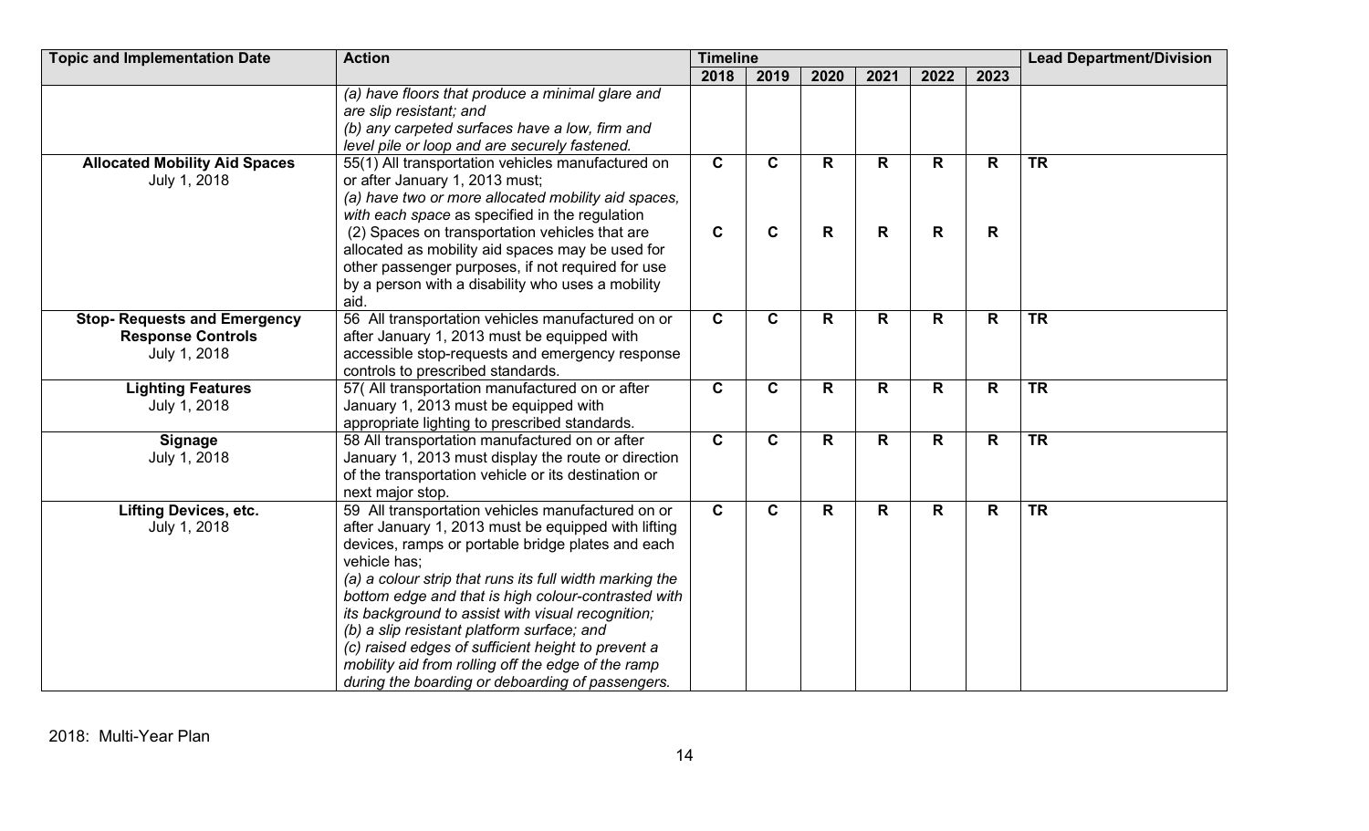| Topic and Implementation Date | Action | Timeline | | | | | | Lead Department/Division |
|---|---|---|---|---|---|---|---|---|
| | | 2018 | 2019 | 2020 | 2021 | 2022 | 2023 | |
| | *(a) have floors that produce a minimal glare and are slip resistant; and*<br>*(b) any carpeted surfaces have a low, firm and level pile or loop and are securely fastened.* | | | | | | | |
| **Allocated Mobility Aid Spaces**<br>July 1, 2018 | 55(1) All transportation vehicles manufactured on or after January 1, 2013 must;<br>*(a) have two or more allocated mobility aid spaces, with each space* as specified in the regulation<br>(2) Spaces on transportation vehicles that are allocated as mobility aid spaces may be used for other passenger purposes, if not required for use by a person with a disability who uses a mobility aid. | **C**<br><br><br>**C** | **C**<br><br><br>**C** | **R**<br><br><br>**R** | **R**<br><br><br>**R** | **R**<br><br><br>**R** | **R**<br><br><br>**R** | **TR** |
| **Stop- Requests and Emergency Response Controls**<br>July 1, 2018 | 56 All transportation vehicles manufactured on or after January 1, 2013 must be equipped with accessible stop-requests and emergency response controls to prescribed standards. | **C** | **C** | **R** | **R** | **R** | **R** | **TR** |
| **Lighting Features**<br>July 1, 2018 | 57( All transportation manufactured on or after January 1, 2013 must be equipped with appropriate lighting to prescribed standards. | **C** | **C** | **R** | **R** | **R** | **R** | **TR** |
| **Signage**<br>July 1, 2018 | 58 All transportation manufactured on or after January 1, 2013 must display the route or direction of the transportation vehicle or its destination or next major stop. | **C** | **C** | **R** | **R** | **R** | **R** | **TR** |
| **Lifting Devices, etc.**<br>July 1, 2018 | 59 All transportation vehicles manufactured on or after January 1, 2013 must be equipped with lifting devices, ramps or portable bridge plates and each vehicle has;<br>*(a) a colour strip that runs its full width marking the bottom edge and that is high colour-contrasted with its background to assist with visual recognition;*<br>*(b) a slip resistant platform surface; and*<br>*(c) raised edges of sufficient height to prevent a mobility aid from rolling off the edge of the ramp during the boarding or deboarding of passengers.* | **C** | **C** | **R** | **R** | **R** | **R** | **TR** |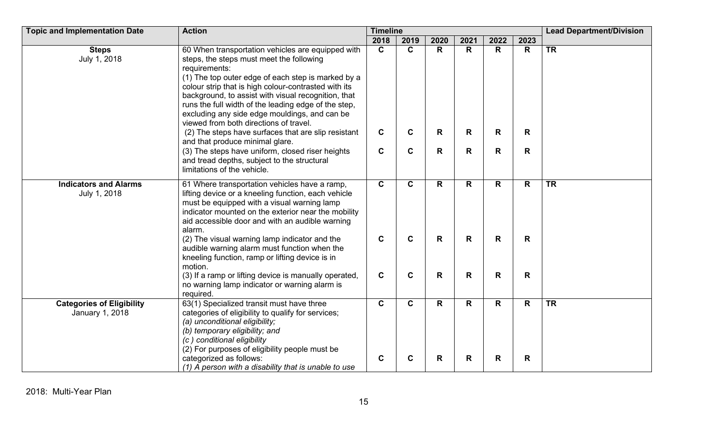| Topic and Implementation Date | Action | Timeline | | | | | | Lead Department/Division |
|---|---|---|---|---|---|---|---|---|
| | | 2018 | 2019 | 2020 | 2021 | 2022 | 2023 | |
| **Steps**<br>July 1, 2018 | 60 When transportation vehicles are equipped with steps, the steps must meet the following requirements:<br>(1) The top outer edge of each step is marked by a colour strip that is high colour-contrasted with its background, to assist with visual recognition, that runs the full width of the leading edge of the step, excluding any side edge mouldings, and can be viewed from both directions of travel. | **C** | **C** | **R** | **R** | **R** | **R** | **TR** |
| | (2) The steps have surfaces that are slip resistant and that produce minimal glare. | **C** | **C** | **R** | **R** | **R** | **R** | |
| | (3) The steps have uniform, closed riser heights and tread depths, subject to the structural limitations of the vehicle. | **C** | **C** | **R** | **R** | **R** | **R** | |
| **Indicators and Alarms**<br>July 1, 2018 | 61 Where transportation vehicles have a ramp, lifting device or a kneeling function, each vehicle must be equipped with a visual warning lamp indicator mounted on the exterior near the mobility aid accessible door and with an audible warning alarm. | **C** | **C** | **R** | **R** | **R** | **R** | **TR** |
| | (2) The visual warning lamp indicator and the audible warning alarm must function when the kneeling function, ramp or lifting device is in motion. | **C** | **C** | **R** | **R** | **R** | **R** | |
| | (3) If a ramp or lifting device is manually operated, no warning lamp indicator or warning alarm is required. | **C** | **C** | **R** | **R** | **R** | **R** | |
| **Categories of Eligibility**<br>January 1, 2018 | 63(1) Specialized transit must have three categories of eligibility to qualify for services;<br>*(a) unconditional eligibility;*<br>*(b) temporary eligibility; and*<br>*(c ) conditional eligibility* | **C** | **C** | **R** | **R** | **R** | **R** | **TR** |
| | (2) For purposes of eligibility people must be categorized as follows:<br>*(1) A person with a disability that is unable to use* | **C** | **C** | **R** | **R** | **R** | **R** | |

2018: Multi-Year Plan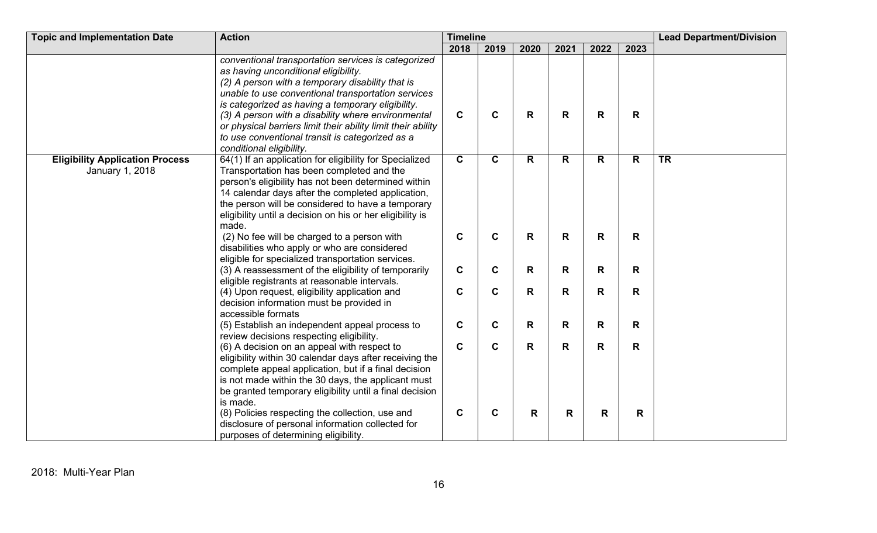| Topic and Implementation Date | Action | Timeline | | | | | | Lead Department/Division |
|---|---|---|---|---|---|---|---|---|
| | | 2018 | 2019 | 2020 | 2021 | 2022 | 2023 | |
| | *conventional transportation services is categorized as having unconditional eligibility.* *(2) A person with a temporary disability that is unable to use conventional transportation services is categorized as having a temporary eligibility.* *(3) A person with a disability where environmental or physical barriers limit their ability limit their ability to use conventional transit is categorized as a conditional eligibility.* | C | C | R | R | R | R | |
| **Eligibility Application Process** January 1, 2018 | 64(1) If an application for eligibility for Specialized Transportation has been completed and the person's eligibility has not been determined within 14 calendar days after the completed application, the person will be considered to have a temporary eligibility until a decision on his or her eligibility is made. | C | C | R | R | R | R | TR |
| | (2) No fee will be charged to a person with disabilities who apply or who are considered eligible for specialized transportation services. | C | C | R | R | R | R | |
| | (3) A reassessment of the eligibility of temporarily eligible registrants at reasonable intervals. | C | C | R | R | R | R | |
| | (4) Upon request, eligibility application and decision information must be provided in accessible formats | C | C | R | R | R | R | |
| | (5) Establish an independent appeal process to review decisions respecting eligibility. | C | C | R | R | R | R | |
| | (6) A decision on an appeal with respect to eligibility within 30 calendar days after receiving the complete appeal application, but if a final decision is not made within the 30 days, the applicant must be granted temporary eligibility until a final decision is made. | C | C | R | R | R | R | |
| | (8) Policies respecting the collection, use and disclosure of personal information collected for purposes of determining eligibility. | C | C | R | R | R | R | |

2018: Multi-Year Plan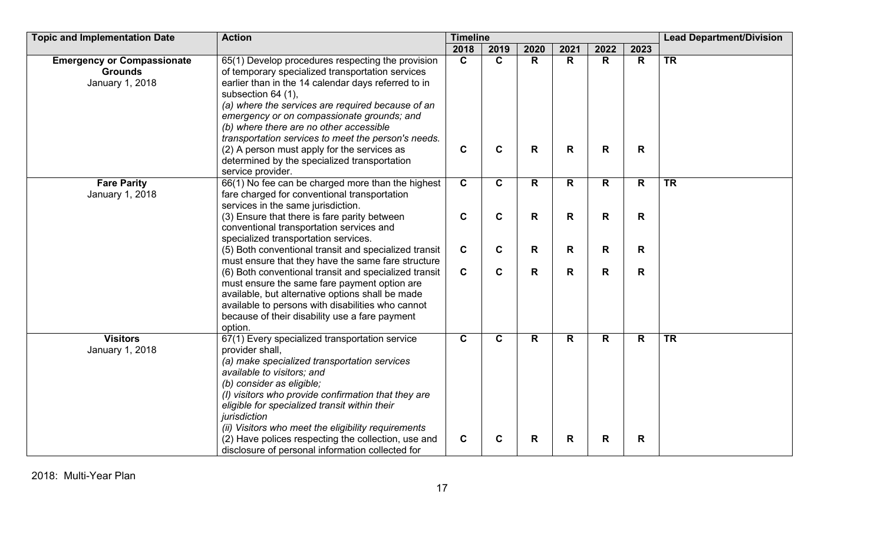| Topic and Implementation Date | Action | Timeline | | | | | | Lead Department/Division |
|---|---|---|---|---|---|---|---|---|
| | | 2018 | 2019 | 2020 | 2021 | 2022 | 2023 | |
| **Emergency or Compassionate Grounds** January 1, 2018 | 65(1) Develop procedures respecting the provision of temporary specialized transportation services earlier than in the 14 calendar days referred to in subsection 64 (1), *(a) where the services are required because of an emergency or on compassionate grounds; and* *(b) where there are no other accessible transportation services to meet the person's needs.* | C | C | R | R | R | R | TR |
| | (2) A person must apply for the services as determined by the specialized transportation service provider. | C | C | R | R | R | R | |
| **Fare Parity** January 1, 2018 | 66(1) No fee can be charged more than the highest fare charged for conventional transportation services in the same jurisdiction. | C | C | R | R | R | R | TR |
| | (3) Ensure that there is fare parity between conventional transportation services and specialized transportation services. | C | C | R | R | R | R | |
| | (5) Both conventional transit and specialized transit must ensure that they have the same fare structure | C | C | R | R | R | R | |
| | (6) Both conventional transit and specialized transit must ensure the same fare payment option are available, but alternative options shall be made available to persons with disabilities who cannot because of their disability use a fare payment option. | C | C | R | R | R | R | |
| **Visitors** January 1, 2018 | 67(1) Every specialized transportation service provider shall, *(a) make specialized transportation services available to visitors; and* *(b) consider as eligible;* *(I) visitors who provide confirmation that they are eligible for specialized transit within their jurisdiction* *(ii) Visitors who meet the eligibility requirements* | C | C | R | R | R | R | TR |
| | (2) Have polices respecting the collection, use and disclosure of personal information collected for | C | C | R | R | R | R | |

2018: Multi-Year Plan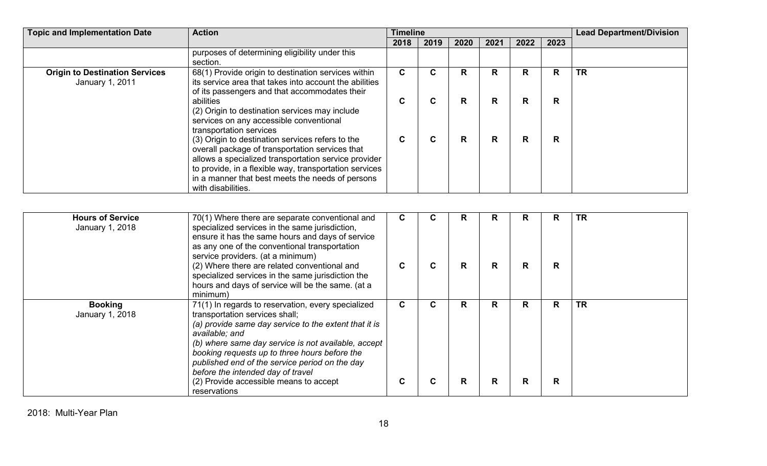| Topic and Implementation Date | Action | Timeline | | | | | | Lead Department/Division |
|---|---|---|---|---|---|---|---|---|
| | | 2018 | 2019 | 2020 | 2021 | 2022 | 2023 | |
| | purposes of determining eligibility under this section. | | | | | | | |
| **Origin to Destination Services** January 1, 2011 | 68(1) Provide origin to destination services within its service area that takes into account the abilities of its passengers and that accommodates their abilities | **C** | **C** | **R** | **R** | **R** | **R** | **TR** |
| | (2) Origin to destination services may include services on any accessible conventional transportation services | **C** | **C** | **R** | **R** | **R** | **R** | |
| | (3) Origin to destination services refers to the overall package of transportation services that allows a specialized transportation service provider to provide, in a flexible way, transportation services in a manner that best meets the needs of persons with disabilities. | **C** | **C** | **R** | **R** | **R** | **R** | |

| Topic and Implementation Date | Action | 2018 | 2019 | 2020 | 2021 | 2022 | 2023 | Lead Department/Division |
|---|---|---|---|---|---|---|---|---|
| **Hours of Service** January 1, 2018 | 70(1) Where there are separate conventional and specialized services in the same jurisdiction, ensure it has the same hours and days of service as any one of the conventional transportation service providers. (at a minimum) | **C** | **C** | **R** | **R** | **R** | **R** | **TR** |
| | (2) Where there are related conventional and specialized services in the same jurisdiction the hours and days of service will be the same. (at a minimum) | **C** | **C** | **R** | **R** | **R** | **R** | |
| **Booking** January 1, 2018 | 71(1) In regards to reservation, every specialized transportation services shall; *(a) provide same day service to the extent that it is available; and* *(b) where same day service is not available, accept booking requests up to three hours before the published end of the service period on the day before the intended day of travel* | **C** | **C** | **R** | **R** | **R** | **R** | **TR** |
| | (2) Provide accessible means to accept reservations | **C** | **C** | **R** | **R** | **R** | **R** | |

2018: Multi-Year Plan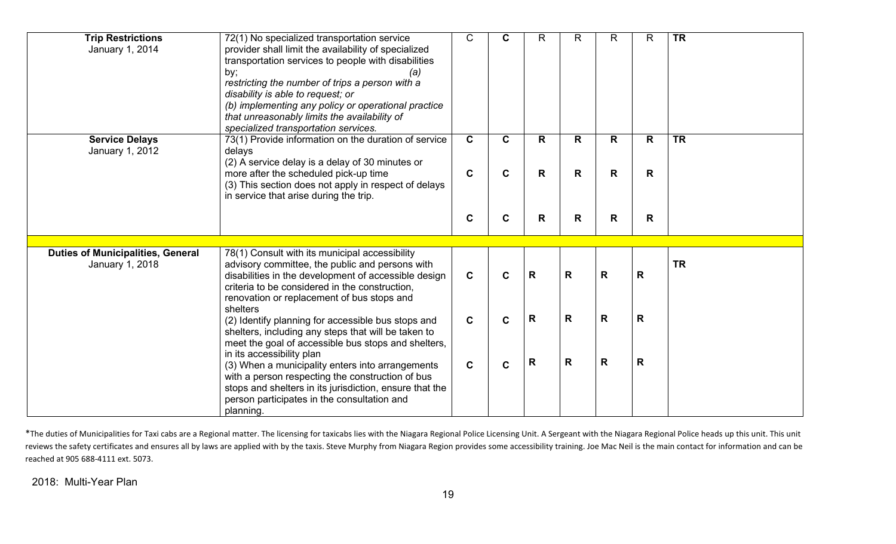| | | | | | | | | |
|---|---|---|---|---|---|---|---|---|
| **Trip Restrictions**<br>January 1, 2014 | 72(1) No specialized transportation service provider shall limit the availability of specialized transportation services to people with disabilities by; *(a) restricting the number of trips a person with a disability is able to request; or*<br>*(b) implementing any policy or operational practice that unreasonably limits the availability of specialized transportation services.* | C | **C** | R | R | R | R | **TR** |
| **Service Delays**<br>January 1, 2012 | 73(1) Provide information on the duration of service delays | **C** | **C** | **R** | **R** | **R** | **R** | **TR** |
| | (2) A service delay is a delay of 30 minutes or more after the scheduled pick-up time | **C** | **C** | **R** | **R** | **R** | **R** | |
| | (3) This section does not apply in respect of delays in service that arise during the trip. | **C** | **C** | **R** | **R** | **R** | **R** | |
| | | | | | | | | |
| **Duties of Municipalities, General**<br>January 1, 2018 | 78(1) Consult with its municipal accessibility advisory committee, the public and persons with disabilities in the development of accessible design criteria to be considered in the construction, renovation or replacement of bus stops and shelters | **C** | **C** | **R** | **R** | **R** | **R** | **TR** |
| | (2) Identify planning for accessible bus stops and shelters, including any steps that will be taken to meet the goal of accessible bus stops and shelters, in its accessibility plan | **C** | **C** | **R** | **R** | **R** | **R** | |
| | (3) When a municipality enters into arrangements with a person respecting the construction of bus stops and shelters in its jurisdiction, ensure that the person participates in the consultation and planning. | **C** | **C** | **R** | **R** | **R** | **R** | |

*The duties of Municipalities for Taxi cabs are a Regional matter. The licensing for taxicabs lies with the Niagara Regional Police Licensing Unit. A Sergeant with the Niagara Regional Police heads up this unit. This unit reviews the safety certificates and ensures all by laws are applied with by the taxis. Steve Murphy from Niagara Region provides some accessibility training. Joe Mac Neil is the main contact for information and can be reached at 905 688-4111 ext. 5073.